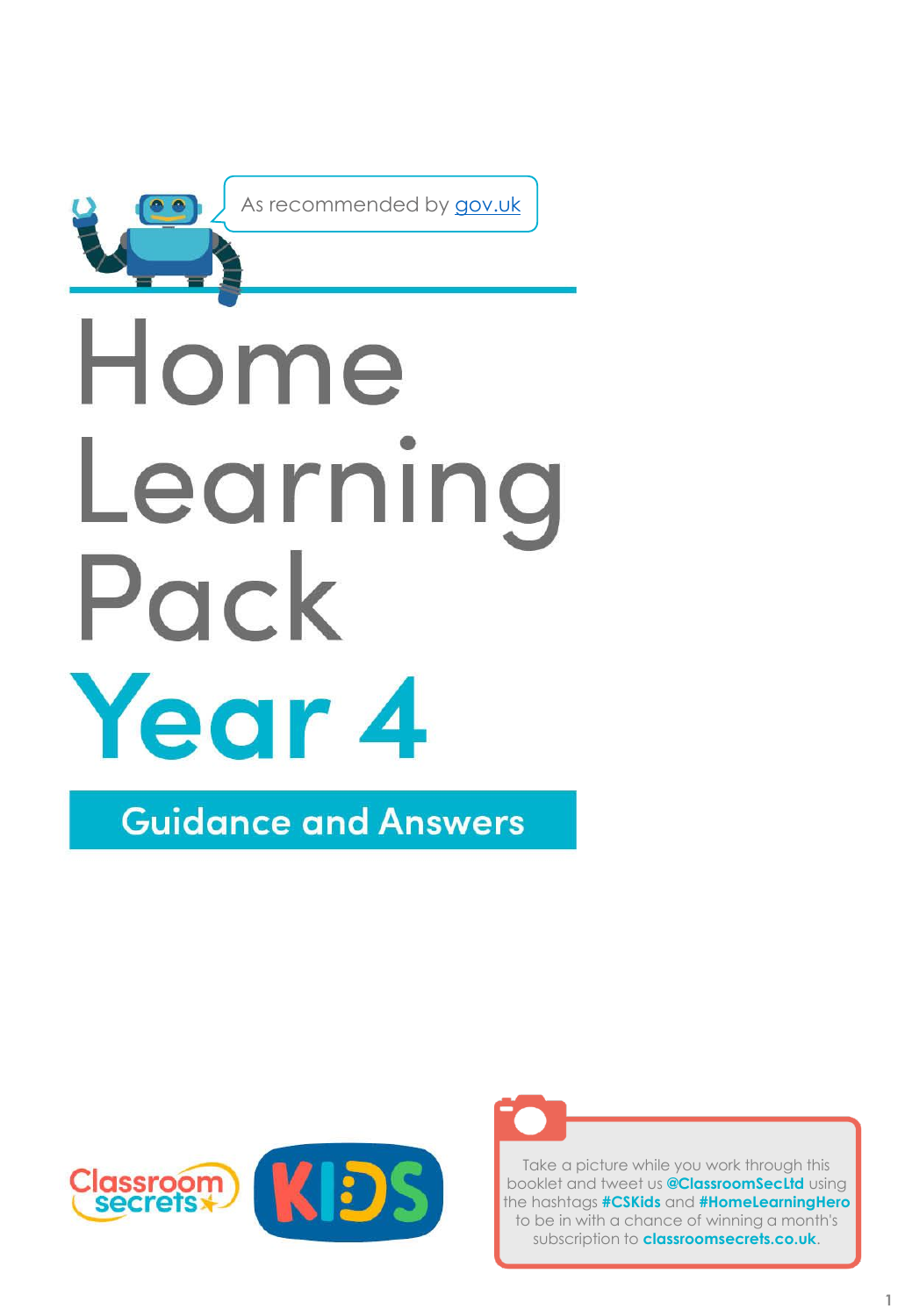As recommended by gov.uk

# Home Learning Pack

# Year 4

## Guidance and Answers

Classroom secrets KIDS

Take a picture while you work through this booklet and tweet us **@ClassroomSecLtd** using the hashtags **#CSKids** and **#HomeLearningHero** to be in with a chance of winning a month's subscription to **classroomsecrets.co.uk**.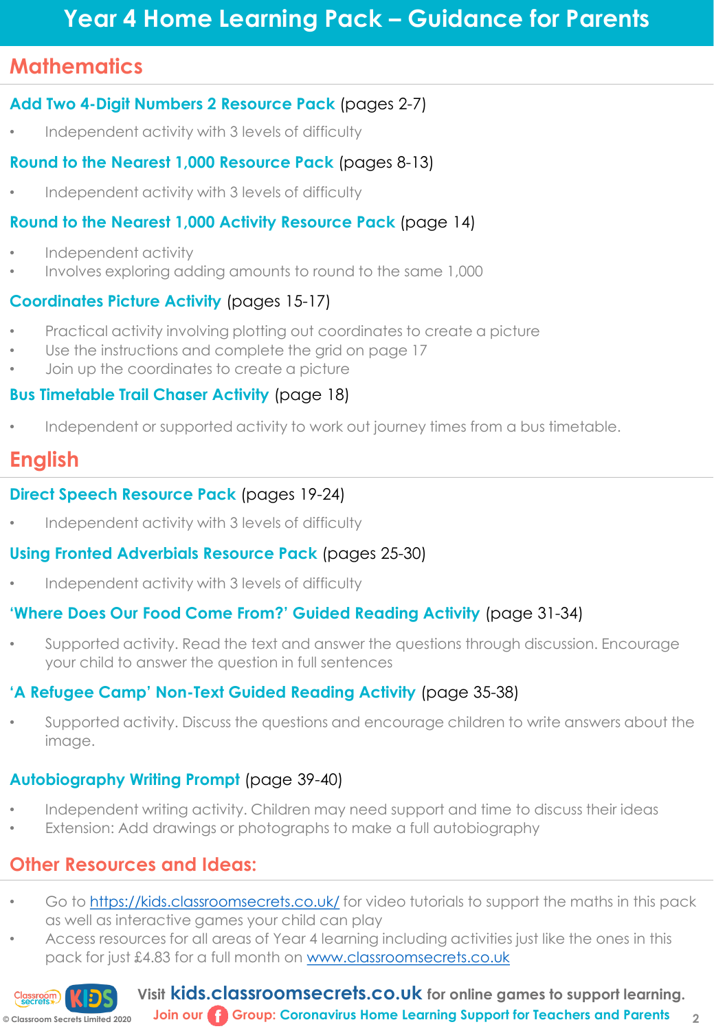# Year 4 Home Learning Pack – Guidance for Parents

## Mathematics

**Add Two 4-Digit Numbers 2 Resource Pack** (pages 2-7)

- Independent activity with 3 levels of difficulty

**Round to the Nearest 1,000 Resource Pack** (pages 8-13)

- Independent activity with 3 levels of difficulty

**Round to the Nearest 1,000 Activity Resource Pack** (page 14)

- Independent activity
- Involves exploring adding amounts to round to the same 1,000

**Coordinates Picture Activity** (pages 15-17)

- Practical activity involving plotting out coordinates to create a picture
- Use the instructions and complete the grid on page 17
- Join up the coordinates to create a picture

**Bus Timetable Trail Chaser Activity** (page 18)

- Independent or supported activity to work out journey times from a bus timetable.

## English

**Direct Speech Resource Pack** (pages 19-24)

- Independent activity with 3 levels of difficulty

**Using Fronted Adverbials Resource Pack** (pages 25-30)

- Independent activity with 3 levels of difficulty

**'Where Does Our Food Come From?' Guided Reading Activity** (page 31-34)

- Supported activity. Read the text and answer the questions through discussion. Encourage your child to answer the question in full sentences

**'A Refugee Camp' Non-Text Guided Reading Activity** (page 35-38)

- Supported activity. Discuss the questions and encourage children to write answers about the image.

**Autobiography Writing Prompt** (page 39-40)

- Independent writing activity. Children may need support and time to discuss their ideas
- Extension: Add drawings or photographs to make a full autobiography

## Other Resources and Ideas:

- Go to https://kids.classroomsecrets.co.uk/ for video tutorials to support the maths in this pack as well as interactive games your child can play
- Access resources for all areas of Year 4 learning including activities just like the ones in this pack for just £4.83 for a full month on www.classroomsecrets.co.uk

Visit **kids.classroomsecrets.co.uk** for online games to support learning.

Join our Group: Coronavirus Home Learning Support for Teachers and Parents

© Classroom Secrets Limited 2020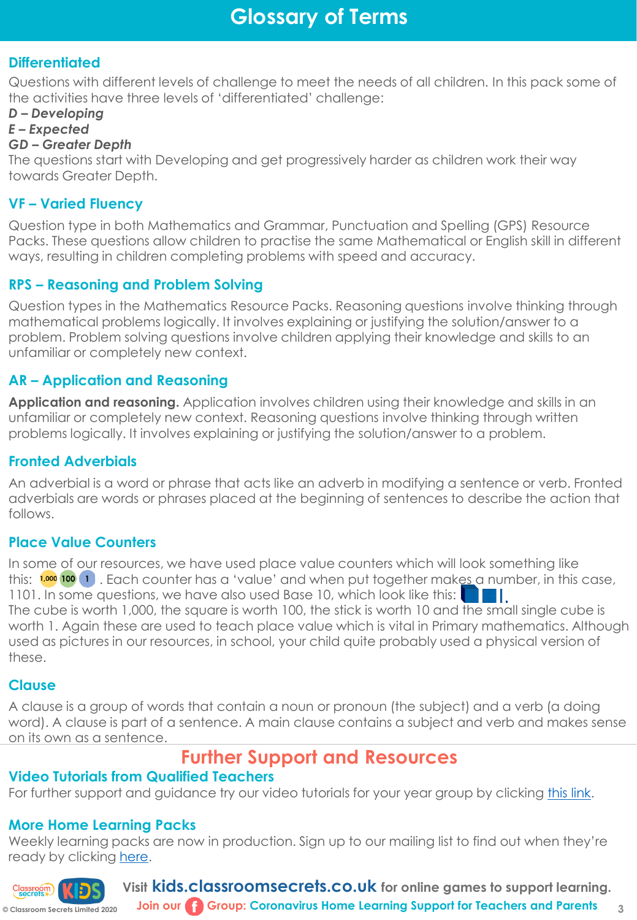# Glossary of Terms

## Differentiated

Questions with different levels of challenge to meet the needs of all children. In this pack some of the activities have three levels of 'differentiated' challenge:

***D – Developing***
***E – Expected***
***GD – Greater Depth***

The questions start with Developing and get progressively harder as children work their way towards Greater Depth.

## VF – Varied Fluency

Question type in both Mathematics and Grammar, Punctuation and Spelling (GPS) Resource Packs. These questions allow children to practise the same Mathematical or English skill in different ways, resulting in children completing problems with speed and accuracy.

## RPS – Reasoning and Problem Solving

Question types in the Mathematics Resource Packs. Reasoning questions involve thinking through mathematical problems logically. It involves explaining or justifying the solution/answer to a problem. Problem solving questions involve children applying their knowledge and skills to an unfamiliar or completely new context.

## AR – Application and Reasoning

**Application and reasoning.** Application involves children using their knowledge and skills in an unfamiliar or completely new context. Reasoning questions involve thinking through written problems logically. It involves explaining or justifying the solution/answer to a problem.

## Fronted Adverbials

An adverbial is a word or phrase that acts like an adverb in modifying a sentence or verb. Fronted adverbials are words or phrases placed at the beginning of sentences to describe the action that follows.

## Place Value Counters

In some of our resources, we have used place value counters which will look something like this: 1,000 100 1 . Each counter has a 'value' and when put together makes a number, in this case, 1101. In some questions, we have also used Base 10, which look like this:

The cube is worth 1,000, the square is worth 100, the stick is worth 10 and the small single cube is worth 1. Again these are used to teach place value which is vital in Primary mathematics. Although used as pictures in our resources, in school, your child quite probably used a physical version of these.

## Clause

A clause is a group of words that contain a noun or pronoun (the subject) and a verb (a doing word). A clause is part of a sentence. A main clause contains a subject and verb and makes sense on its own as a sentence.

# Further Support and Resources

## Video Tutorials from Qualified Teachers

For further support and guidance try our video tutorials for your year group by clicking this link.

## More Home Learning Packs

Weekly learning packs are now in production. Sign up to our mailing list to find out when they're ready by clicking here.

Visit **kids.classroomsecrets.co.uk** for online games to support learning.

Join our Group: Coronavirus Home Learning Support for Teachers and Parents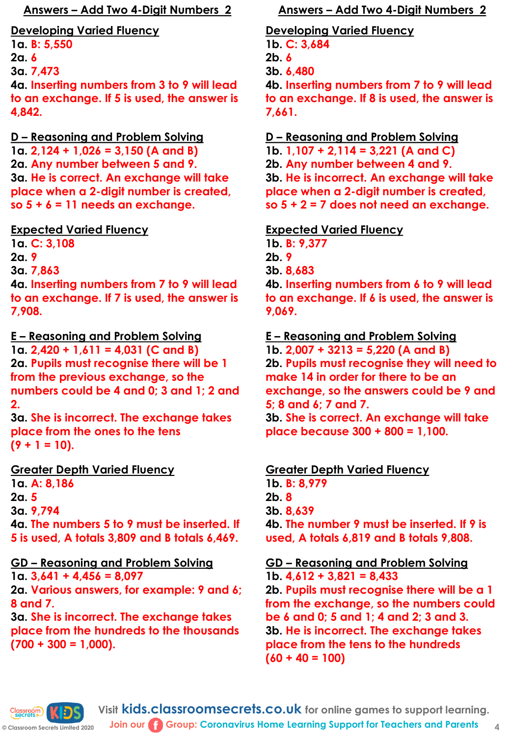# Answers – Add Two 4-Digit Numbers 2

## Developing Varied Fluency

1a. B: 5,550
2a. 6
3a. 7,473
4a. Inserting numbers from 3 to 9 will lead to an exchange. If 5 is used, the answer is 4,842.

## D – Reasoning and Problem Solving

1a. 2,124 + 1,026 = 3,150 (A and B)
2a. Any number between 5 and 9.
3a. He is correct. An exchange will take place when a 2-digit number is created, so 5 + 6 = 11 needs an exchange.

## Expected Varied Fluency

1a. C: 3,108
2a. 9
3a. 7,863
4a. Inserting numbers from 7 to 9 will lead to an exchange. If 7 is used, the answer is 7,908.

## E – Reasoning and Problem Solving

1a. 2,420 + 1,611 = 4,031 (C and B)
2a. Pupils must recognise there will be 1 from the previous exchange, so the numbers could be 4 and 0; 3 and 1; 2 and 2.
3a. She is incorrect. The exchange takes place from the ones to the tens (9 + 1 = 10).

## Greater Depth Varied Fluency

1a. A: 8,186
2a. 5
3a. 9,794
4a. The numbers 5 to 9 must be inserted. If 5 is used, A totals 3,809 and B totals 6,469.

## GD – Reasoning and Problem Solving

1a. 3,641 + 4,456 = 8,097
2a. Various answers, for example: 9 and 6; 8 and 7.
3a. She is incorrect. The exchange takes place from the hundreds to the thousands (700 + 300 = 1,000).

# Answers – Add Two 4-Digit Numbers 2

## Developing Varied Fluency

1b. C: 3,684
2b. 6
3b. 6,480
4b. Inserting numbers from 7 to 9 will lead to an exchange. If 8 is used, the answer is 7,661.

## D – Reasoning and Problem Solving

1b. 1,107 + 2,114 = 3,221 (A and C)
2b. Any number between 4 and 9.
3b. He is incorrect. An exchange will take place when a 2-digit number is created, so 5 + 2 = 7 does not need an exchange.

## Expected Varied Fluency

1b. B: 9,377
2b. 9
3b. 8,683
4b. Inserting numbers from 6 to 9 will lead to an exchange. If 6 is used, the answer is 9,069.

## E – Reasoning and Problem Solving

1b. 2,007 + 3213 = 5,220 (A and B)
2b. Pupils must recognise they will need to make 14 in order for there to be an exchange, so the answers could be 9 and 5; 8 and 6; 7 and 7.
3b. She is correct. An exchange will take place because 300 + 800 = 1,100.

## Greater Depth Varied Fluency

1b. B: 8,979
2b. 8
3b. 8,639
4b. The number 9 must be inserted. If 9 is used, A totals 6,819 and B totals 9,808.

## GD – Reasoning and Problem Solving

1b. 4,612 + 3,821 = 8,433
2b. Pupils must recognise there will be a 1 from the exchange, so the numbers could be 6 and 0; 5 and 1; 4 and 2; 3 and 3.
3b. He is incorrect. The exchange takes place from the tens to the hundreds (60 + 40 = 100)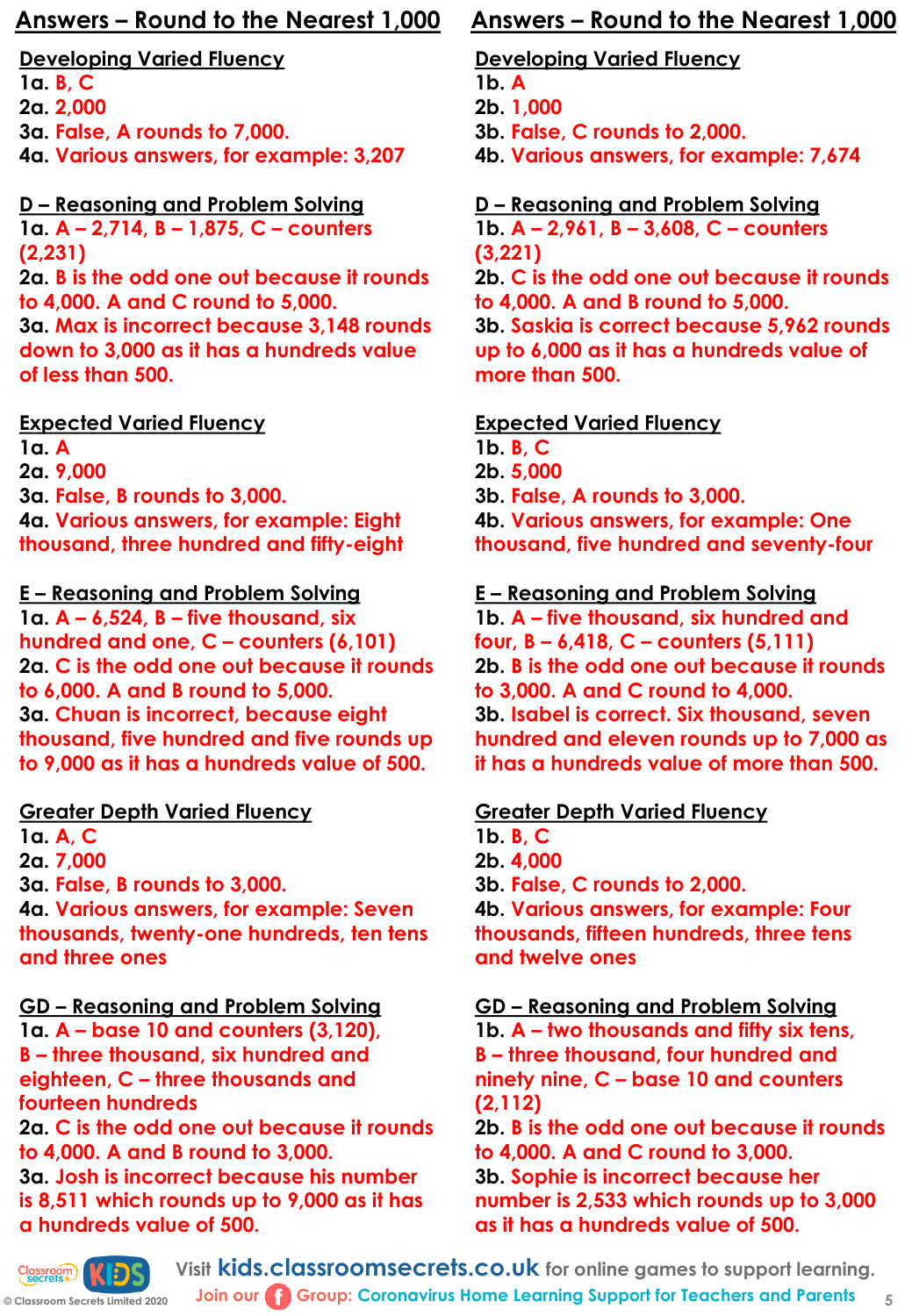# Answers – Round to the Nearest 1,000

## Developing Varied Fluency

1a. B, C
2a. 2,000
3a. False, A rounds to 7,000.
4a. Various answers, for example: 3,207

## D – Reasoning and Problem Solving

1a. A – 2,714, B – 1,875, C – counters (2,231)
2a. B is the odd one out because it rounds to 4,000. A and C round to 5,000.
3a. Max is incorrect because 3,148 rounds down to 3,000 as it has a hundreds value of less than 500.

## Expected Varied Fluency

1a. A
2a. 9,000
3a. False, B rounds to 3,000.
4a. Various answers, for example: Eight thousand, three hundred and fifty-eight

## E – Reasoning and Problem Solving

1a. A – 6,524, B – five thousand, six hundred and one, C – counters (6,101)
2a. C is the odd one out because it rounds to 6,000. A and B round to 5,000.
3a. Chuan is incorrect, because eight thousand, five hundred and five rounds up to 9,000 as it has a hundreds value of 500.

## Greater Depth Varied Fluency

1a. A, C
2a. 7,000
3a. False, B rounds to 3,000.
4a. Various answers, for example: Seven thousands, twenty-one hundreds, ten tens and three ones

## GD – Reasoning and Problem Solving

1a. A – base 10 and counters (3,120), B – three thousand, six hundred and eighteen, C – three thousands and fourteen hundreds
2a. C is the odd one out because it rounds to 4,000. A and B round to 3,000.
3a. Josh is incorrect because his number is 8,511 which rounds up to 9,000 as it has a hundreds value of 500.

# Answers – Round to the Nearest 1,000

## Developing Varied Fluency

1b. A
2b. 1,000
3b. False, C rounds to 2,000.
4b. Various answers, for example: 7,674

## D – Reasoning and Problem Solving

1b. A – 2,961, B – 3,608, C – counters (3,221)
2b. C is the odd one out because it rounds to 4,000. A and B round to 5,000.
3b. Saskia is correct because 5,962 rounds up to 6,000 as it has a hundreds value of more than 500.

## Expected Varied Fluency

1b. B, C
2b. 5,000
3b. False, A rounds to 3,000.
4b. Various answers, for example: One thousand, five hundred and seventy-four

## E – Reasoning and Problem Solving

1b. A – five thousand, six hundred and four, B – 6,418, C – counters (5,111)
2b. B is the odd one out because it rounds to 3,000. A and C round to 4,000.
3b. Isabel is correct. Six thousand, seven hundred and eleven rounds up to 7,000 as it has a hundreds value of more than 500.

## Greater Depth Varied Fluency

1b. B, C
2b. 4,000
3b. False, C rounds to 2,000.
4b. Various answers, for example: Four thousands, fifteen hundreds, three tens and twelve ones

## GD – Reasoning and Problem Solving

1b. A – two thousands and fifty six tens, B – three thousand, four hundred and ninety nine, C – base 10 and counters (2,112)
2b. B is the odd one out because it rounds to 4,000. A and C round to 3,000.
3b. Sophie is incorrect because her number is 2,533 which rounds up to 3,000 as it has a hundreds value of 500.

Visit kids.classroomsecrets.co.uk for online games to support learning.
Join our Group: Coronavirus Home Learning Support for Teachers and Parents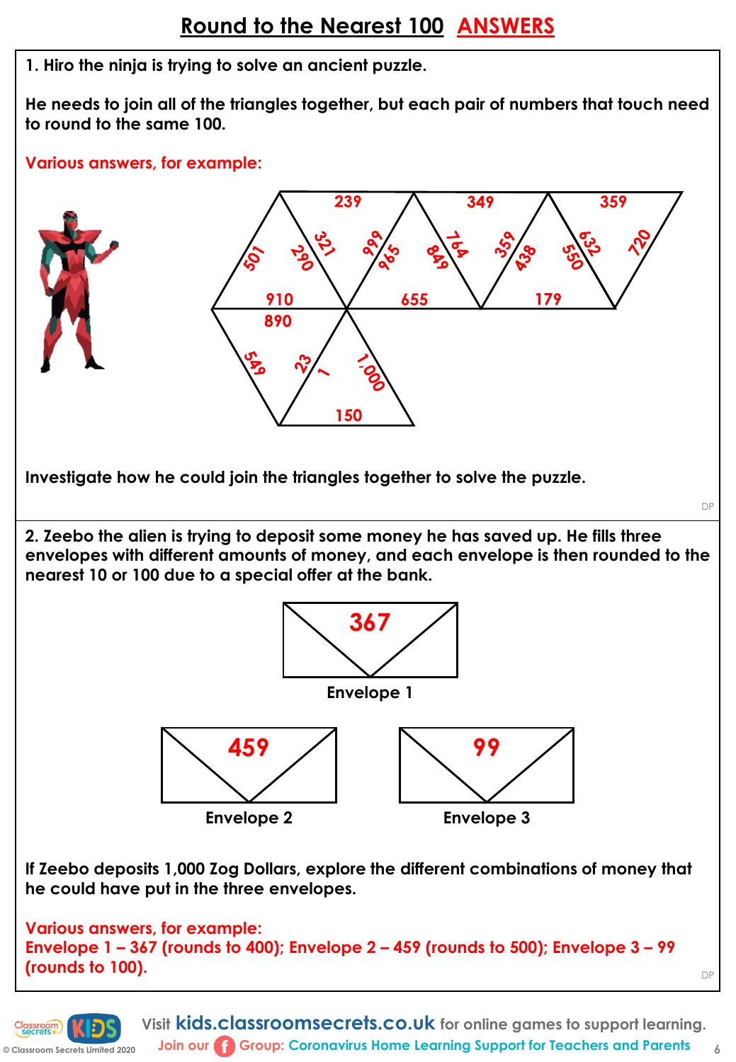# Round to the Nearest 100 ANSWERS

1. Hiro the ninja is trying to solve an ancient puzzle.

He needs to join all of the triangles together, but each pair of numbers that touch need to round to the same 100.

Various answers, for example:

239, 349, 359, 501, 290, 321, 999, 965, 849, 764, 359, 438, 550, 632, 720, 910, 655, 179, 890, 549, 23, 1, 1,000, 150

Investigate how he could join the triangles together to solve the puzzle.

2. Zeebo the alien is trying to deposit some money he has saved up. He fills three envelopes with different amounts of money, and each envelope is then rounded to the nearest 10 or 100 due to a special offer at the bank.

Envelope 1: 367

Envelope 2: 459

Envelope 3: 99

If Zeebo deposits 1,000 Zog Dollars, explore the different combinations of money that he could have put in the three envelopes.

Various answers, for example:
Envelope 1 – 367 (rounds to 400); Envelope 2 – 459 (rounds to 500); Envelope 3 – 99 (rounds to 100).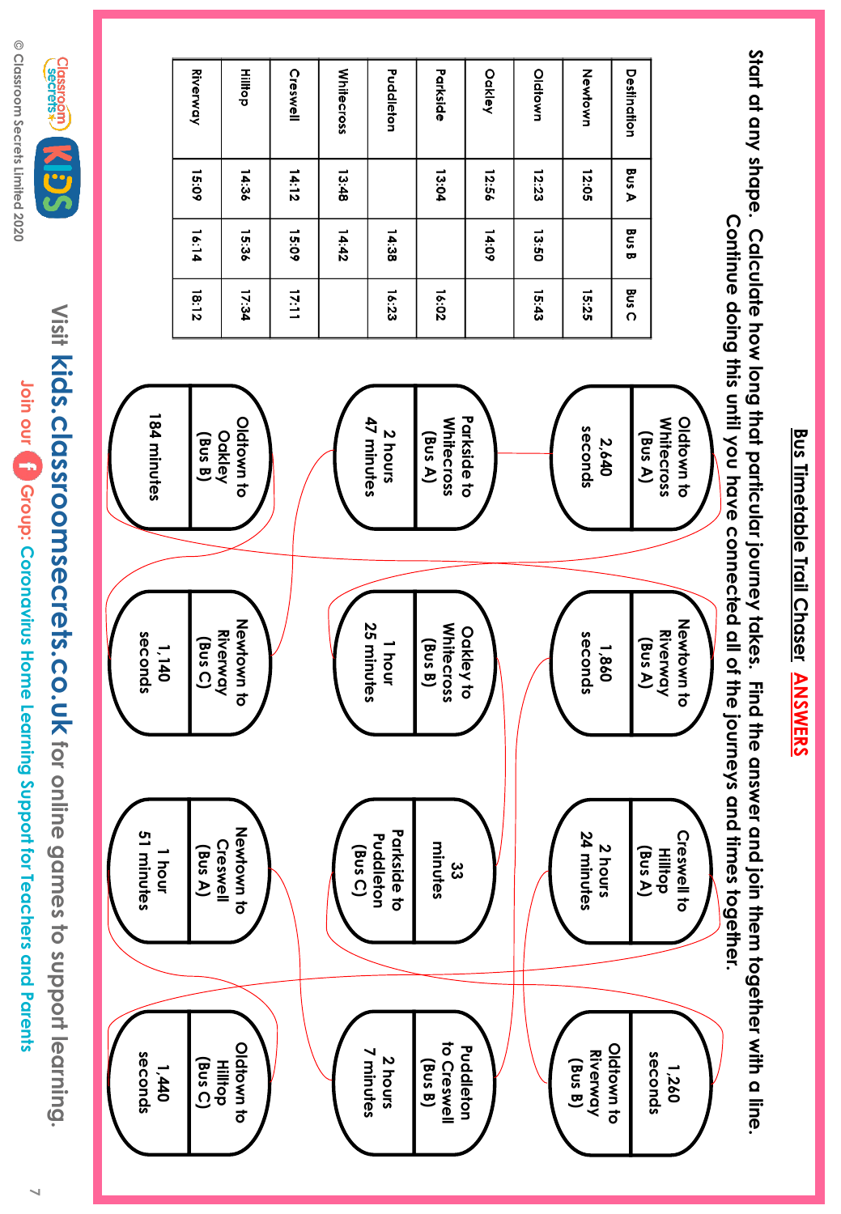# Bus Timetable Trail Chaser ANSWERS

Start at any shape. Calculate how long that particular journey takes. Find the answer and join them together with a line. Continue doing this until you have connected all of the journeys and times together.

| Destination | Bus A | Bus B | Bus C |
|---|---|---|---|
| Newtown | 12:05 | | 15:25 |
| Oldtown | 12:23 | 13:50 | 15:43 |
| Oakley | 12:56 | 14:09 | |
| Parkside | 13:04 | | 16:02 |
| Puddleton | | 14:38 | 16:23 |
| Whitecross | 13:48 | 14:42 | |
| Creswell | 14:12 | 15:09 | 17:11 |
| Hilltop | 14:36 | 15:36 | 17:34 |
| Riverway | 15:09 | 16:14 | 18:12 |

| Journey | Answer |
|---|---|
| Oldtown to Whitecross (Bus A) | 2,640 seconds |
| Newtown to Riverway (Bus A) | 1,860 seconds |
| Creswell to Hilltop (Bus A) | 2 hours 24 minutes |
| Oldtown to Riverway (Bus B) | 1,260 seconds |
| Parkside to Whitecross (Bus A) | 2 hours 47 minutes |
| Oakley to Whitecross (Bus B) | 1 hour 25 minutes |
| Parkside to Puddleton (Bus C) | 33 minutes |
| Puddleton to Creswell (Bus B) | 2 hours 7 minutes |
| Oldtown to Oakley (Bus B) | 184 minutes |
| Newtown to Riverway (Bus C) | 1,140 seconds |
| Newtown to Creswell (Bus A) | 1 hour 51 minutes |
| Oldtown to Hilltop (Bus C) | 1,440 seconds |

Visit kids.classroomsecrets.co.uk for online games to support learning.

Join our Group: Coronavirus Home Learning Support for Teachers and Parents

© Classroom Secrets Limited 2020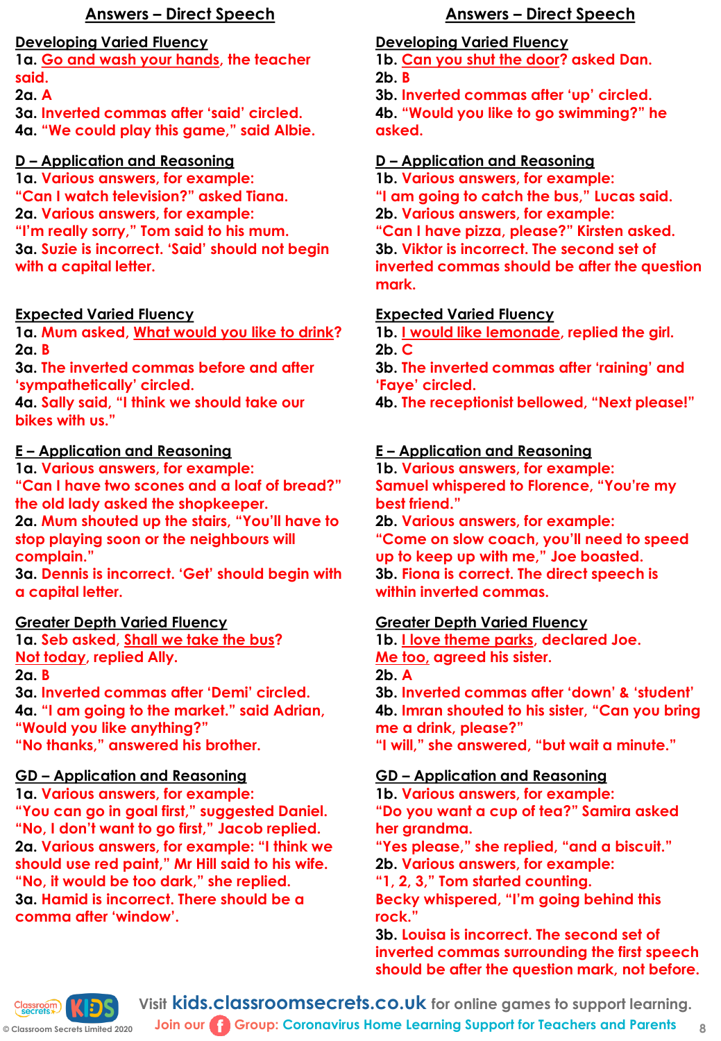## Answers – Direct Speech

### Developing Varied Fluency

**1a.** <u>Go and wash your hands</u>, the teacher said.
**2a.** A
**3a.** Inverted commas after 'said' circled.
**4a.** "We could play this game," said Albie.

### D – Application and Reasoning

**1a.** Various answers, for example:
"Can I watch television?" asked Tiana.
**2a.** Various answers, for example:
"I'm really sorry," Tom said to his mum.
**3a.** Suzie is incorrect. 'Said' should not begin with a capital letter.

### Expected Varied Fluency

**1a.** Mum asked, <u>What would you like to drink</u>?
**2a.** B
**3a.** The inverted commas before and after 'sympathetically' circled.
**4a.** Sally said, "I think we should take our bikes with us."

### E – Application and Reasoning

**1a.** Various answers, for example:
"Can I have two scones and a loaf of bread?" the old lady asked the shopkeeper.
**2a.** Mum shouted up the stairs, "You'll have to stop playing soon or the neighbours will complain."
**3a.** Dennis is incorrect. 'Get' should begin with a capital letter.

### Greater Depth Varied Fluency

**1a.** Seb asked, <u>Shall we take the bus</u>?
<u>Not today</u>, replied Ally.
**2a.** B
**3a.** Inverted commas after 'Demi' circled.
**4a.** "I am going to the market." said Adrian, "Would you like anything?"
"No thanks," answered his brother.

### GD – Application and Reasoning

**1a.** Various answers, for example:
"You can go in goal first," suggested Daniel.
"No, I don't want to go first," Jacob replied.
**2a.** Various answers, for example: "I think we should use red paint," Mr Hill said to his wife.
"No, it would be too dark," she replied.
**3a.** Hamid is incorrect. There should be a comma after 'window'.

## Answers – Direct Speech

### Developing Varied Fluency

**1b.** <u>Can you shut the door</u>? asked Dan.
**2b.** B
**3b.** Inverted commas after 'up' circled.
**4b.** "Would you like to go swimming?" he asked.

### D – Application and Reasoning

**1b.** Various answers, for example:
"I am going to catch the bus," Lucas said.
**2b.** Various answers, for example:
"Can I have pizza, please?" Kirsten asked.
**3b.** Viktor is incorrect. The second set of inverted commas should be after the question mark.

### Expected Varied Fluency

**1b.** <u>I would like lemonade</u>, replied the girl.
**2b.** C
**3b.** The inverted commas after 'raining' and 'Faye' circled.
**4b.** The receptionist bellowed, "Next please!"

### E – Application and Reasoning

**1b.** Various answers, for example:
Samuel whispered to Florence, "You're my best friend."
**2b.** Various answers, for example:
"Come on slow coach, you'll need to speed up to keep up with me," Joe boasted.
**3b.** Fiona is correct. The direct speech is within inverted commas.

### Greater Depth Varied Fluency

**1b.** <u>I love theme parks</u>, declared Joe.
<u>Me too,</u> agreed his sister.
**2b.** A
**3b.** Inverted commas after 'down' & 'student'
**4b.** Imran shouted to his sister, "Can you bring me a drink, please?"
"I will," she answered, "but wait a minute."

### GD – Application and Reasoning

**1b.** Various answers, for example:
"Do you want a cup of tea?" Samira asked her grandma.
"Yes please," she replied, "and a biscuit."
**2b.** Various answers, for example:
"1, 2, 3," Tom started counting.
Becky whispered, "I'm going behind this rock."
**3b.** Louisa is incorrect. The second set of inverted commas surrounding the first speech should be after the question mark, not before.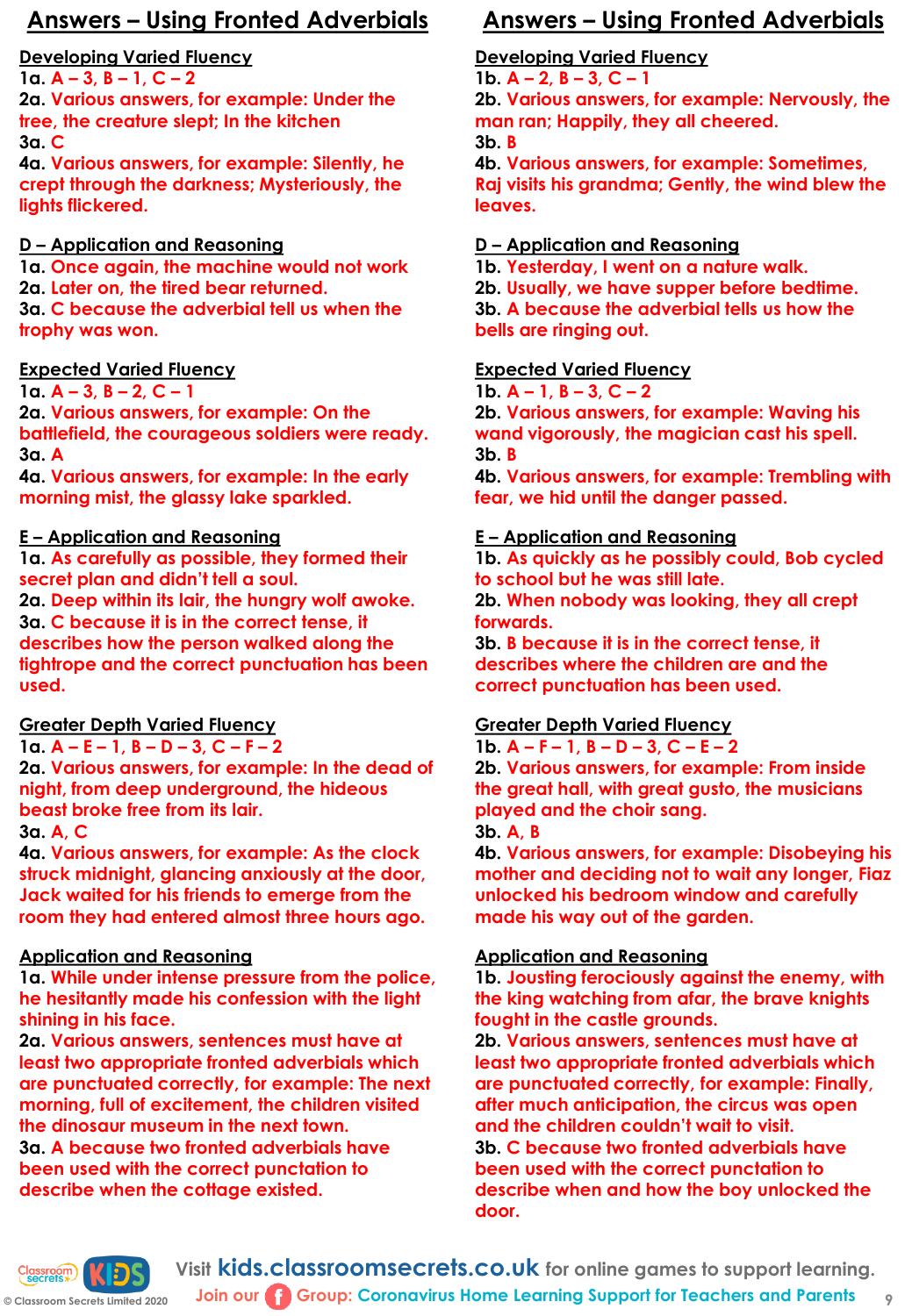# Answers – Using Fronted Adverbials

## Developing Varied Fluency

**1a.** A – 3, B – 1, C – 2

**2a.** Various answers, for example: Under the tree, the creature slept; In the kitchen

**3a.** C

**4a.** Various answers, for example: Silently, he crept through the darkness; Mysteriously, the lights flickered.

## D – Application and Reasoning

**1a.** Once again, the machine would not work

**2a.** Later on, the tired bear returned.

**3a.** C because the adverbial tell us when the trophy was won.

## Expected Varied Fluency

**1a.** A – 3, B – 2, C – 1

**2a.** Various answers, for example: On the battlefield, the courageous soldiers were ready.

**3a.** A

**4a.** Various answers, for example: In the early morning mist, the glassy lake sparkled.

## E – Application and Reasoning

**1a.** As carefully as possible, they formed their secret plan and didn't tell a soul.

**2a.** Deep within its lair, the hungry wolf awoke.

**3a.** C because it is in the correct tense, it describes how the person walked along the tightrope and the correct punctuation has been used.

## Greater Depth Varied Fluency

**1a.** A – E – 1, B – D – 3, C – F – 2

**2a.** Various answers, for example: In the dead of night, from deep underground, the hideous beast broke free from its lair.

**3a.** A, C

**4a.** Various answers, for example: As the clock struck midnight, glancing anxiously at the door, Jack waited for his friends to emerge from the room they had entered almost three hours ago.

## Application and Reasoning

**1a.** While under intense pressure from the police, he hesitantly made his confession with the light shining in his face.

**2a.** Various answers, sentences must have at least two appropriate fronted adverbials which are punctuated correctly, for example: The next morning, full of excitement, the children visited the dinosaur museum in the next town.

**3a.** A because two fronted adverbials have been used with the correct punctuation to describe when the cottage existed.

# Answers – Using Fronted Adverbials

## Developing Varied Fluency

**1b.** A – 2, B – 3, C – 1

**2b.** Various answers, for example: Nervously, the man ran; Happily, they all cheered.

**3b.** B

**4b.** Various answers, for example: Sometimes, Raj visits his grandma; Gently, the wind blew the leaves.

## D – Application and Reasoning

**1b.** Yesterday, I went on a nature walk.

**2b.** Usually, we have supper before bedtime.

**3b.** A because the adverbial tells us how the bells are ringing out.

## Expected Varied Fluency

**1b.** A – 1, B – 3, C – 2

**2b.** Various answers, for example: Waving his wand vigorously, the magician cast his spell.

**3b.** B

**4b.** Various answers, for example: Trembling with fear, we hid until the danger passed.

## E – Application and Reasoning

**1b.** As quickly as he possibly could, Bob cycled to school but he was still late.

**2b.** When nobody was looking, they all crept forwards.

**3b.** B because it is in the correct tense, it describes where the children are and the correct punctuation has been used.

## Greater Depth Varied Fluency

**1b.** A – F – 1, B – D – 3, C – E – 2

**2b.** Various answers, for example: From inside the great hall, with great gusto, the musicians played and the choir sang.

**3b.** A, B

**4b.** Various answers, for example: Disobeying his mother and deciding not to wait any longer, Fiaz unlocked his bedroom window and carefully made his way out of the garden.

## Application and Reasoning

**1b.** Jousting ferociously against the enemy, with the king watching from afar, the brave knights fought in the castle grounds.

**2b.** Various answers, sentences must have at least two appropriate fronted adverbials which are punctuated correctly, for example: Finally, after much anticipation, the circus was open and the children couldn't wait to visit.

**3b.** C because two fronted adverbials have been used with the correct punctuation to describe when and how the boy unlocked the door.

Visit kids.classroomsecrets.co.uk for online games to support learning.

Join our Group: Coronavirus Home Learning Support for Teachers and Parents

© Classroom Secrets Limited 2020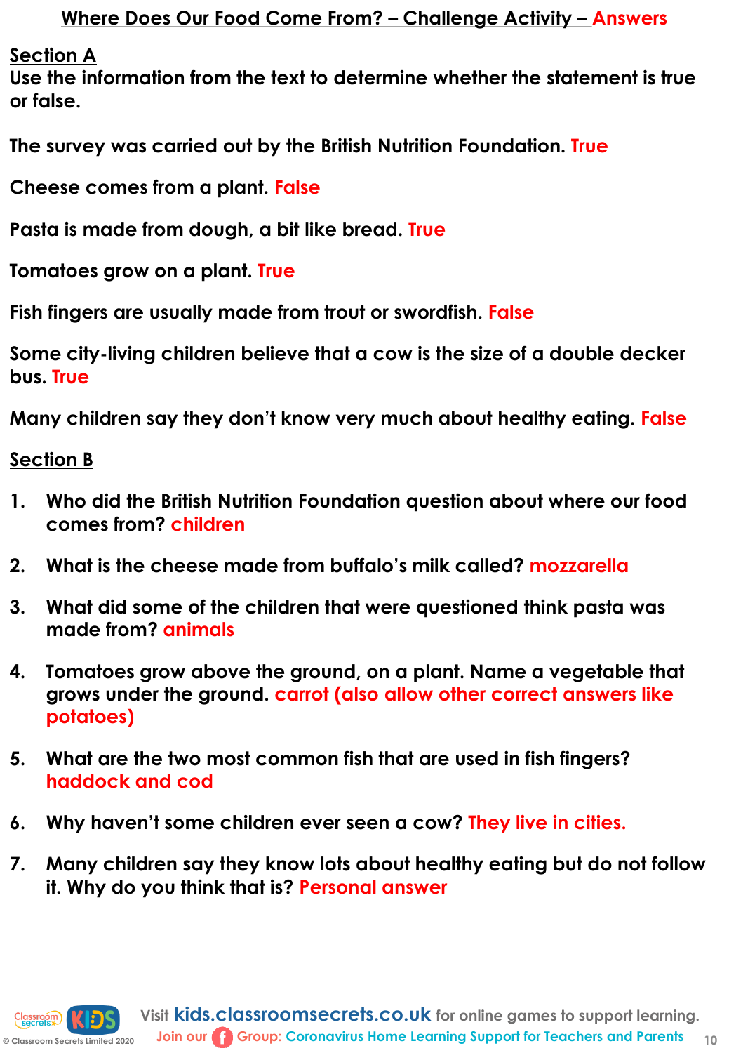# Where Does Our Food Come From? – Challenge Activity – Answers

## Section A

**Use the information from the text to determine whether the statement is true or false.**

The survey was carried out by the British Nutrition Foundation. True

Cheese comes from a plant. False

Pasta is made from dough, a bit like bread. True

Tomatoes grow on a plant. True

Fish fingers are usually made from trout or swordfish. False

Some city-living children believe that a cow is the size of a double decker bus. True

Many children say they don't know very much about healthy eating. False

## Section B

1. Who did the British Nutrition Foundation question about where our food comes from? children

2. What is the cheese made from buffalo's milk called? mozzarella

3. What did some of the children that were questioned think pasta was made from? animals

4. Tomatoes grow above the ground, on a plant. Name a vegetable that grows under the ground. carrot (also allow other correct answers like potatoes)

5. What are the two most common fish that are used in fish fingers? haddock and cod

6. Why haven't some children ever seen a cow? They live in cities.

7. Many children say they know lots about healthy eating but do not follow it. Why do you think that is? Personal answer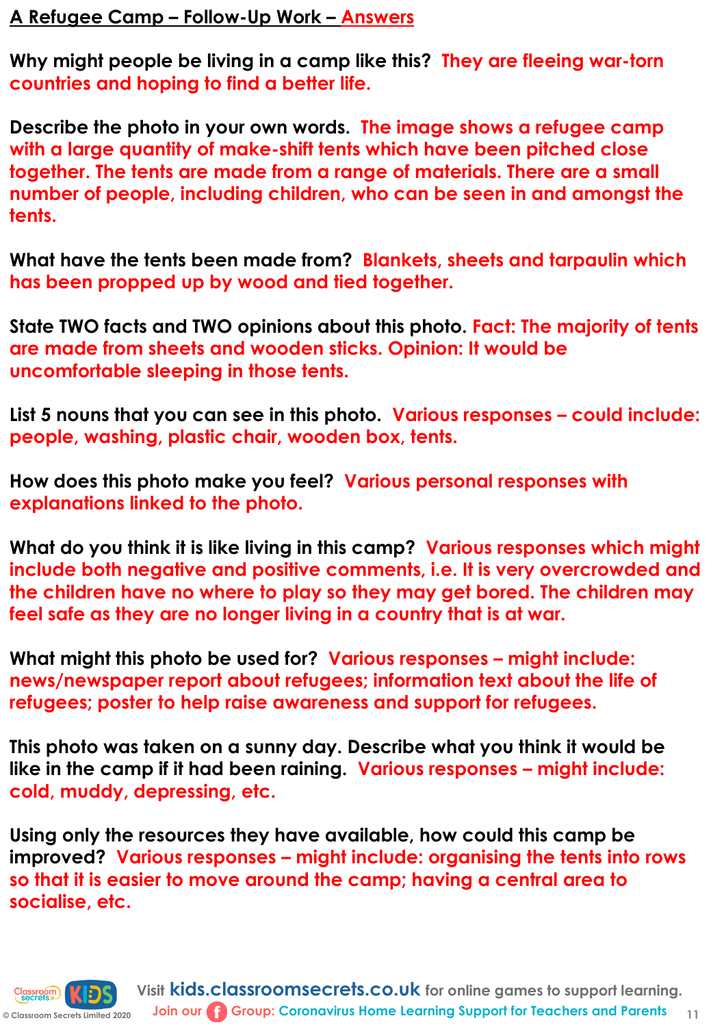# A Refugee Camp – Follow-Up Work – Answers

**Why might people be living in a camp like this?** They are fleeing war-torn countries and hoping to find a better life.

**Describe the photo in your own words.** The image shows a refugee camp with a large quantity of make-shift tents which have been pitched close together. The tents are made from a range of materials. There are a small number of people, including children, who can be seen in and amongst the tents.

**What have the tents been made from?** Blankets, sheets and tarpaulin which has been propped up by wood and tied together.

**State TWO facts and TWO opinions about this photo.** Fact: The majority of tents are made from sheets and wooden sticks. Opinion: It would be uncomfortable sleeping in those tents.

**List 5 nouns that you can see in this photo.** Various responses – could include: people, washing, plastic chair, wooden box, tents.

**How does this photo make you feel?** Various personal responses with explanations linked to the photo.

**What do you think it is like living in this camp?** Various responses which might include both negative and positive comments, i.e. It is very overcrowded and the children have no where to play so they may get bored. The children may feel safe as they are no longer living in a country that is at war.

**What might this photo be used for?** Various responses – might include: news/newspaper report about refugees; information text about the life of refugees; poster to help raise awareness and support for refugees.

**This photo was taken on a sunny day. Describe what you think it would be like in the camp if it had been raining.** Various responses – might include: cold, muddy, depressing, etc.

**Using only the resources they have available, how could this camp be improved?** Various responses – might include: organising the tents into rows so that it is easier to move around the camp; having a central area to socialise, etc.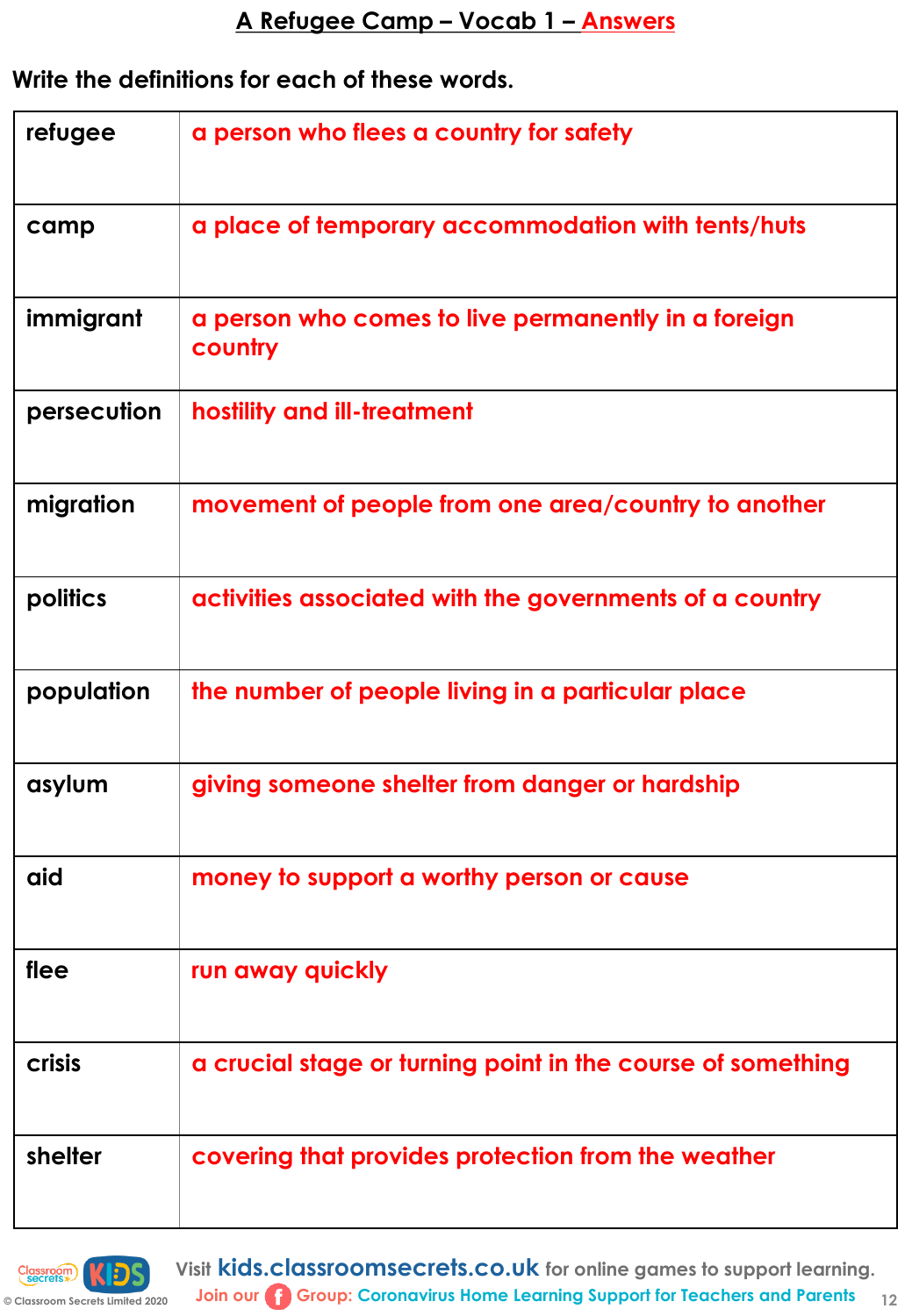# A Refugee Camp – Vocab 1 – Answers

**Write the definitions for each of these words.**

| | |
|---|---|
| refugee | a person who flees a country for safety |
| camp | a place of temporary accommodation with tents/huts |
| immigrant | a person who comes to live permanently in a foreign country |
| persecution | hostility and ill-treatment |
| migration | movement of people from one area/country to another |
| politics | activities associated with the governments of a country |
| population | the number of people living in a particular place |
| asylum | giving someone shelter from danger or hardship |
| aid | money to support a worthy person or cause |
| flee | run away quickly |
| crisis | a crucial stage or turning point in the course of something |
| shelter | covering that provides protection from the weather |

© Classroom Secrets Limited 2020

Visit kids.classroomsecrets.co.uk for online games to support learning.

Join our Group: Coronavirus Home Learning Support for Teachers and Parents